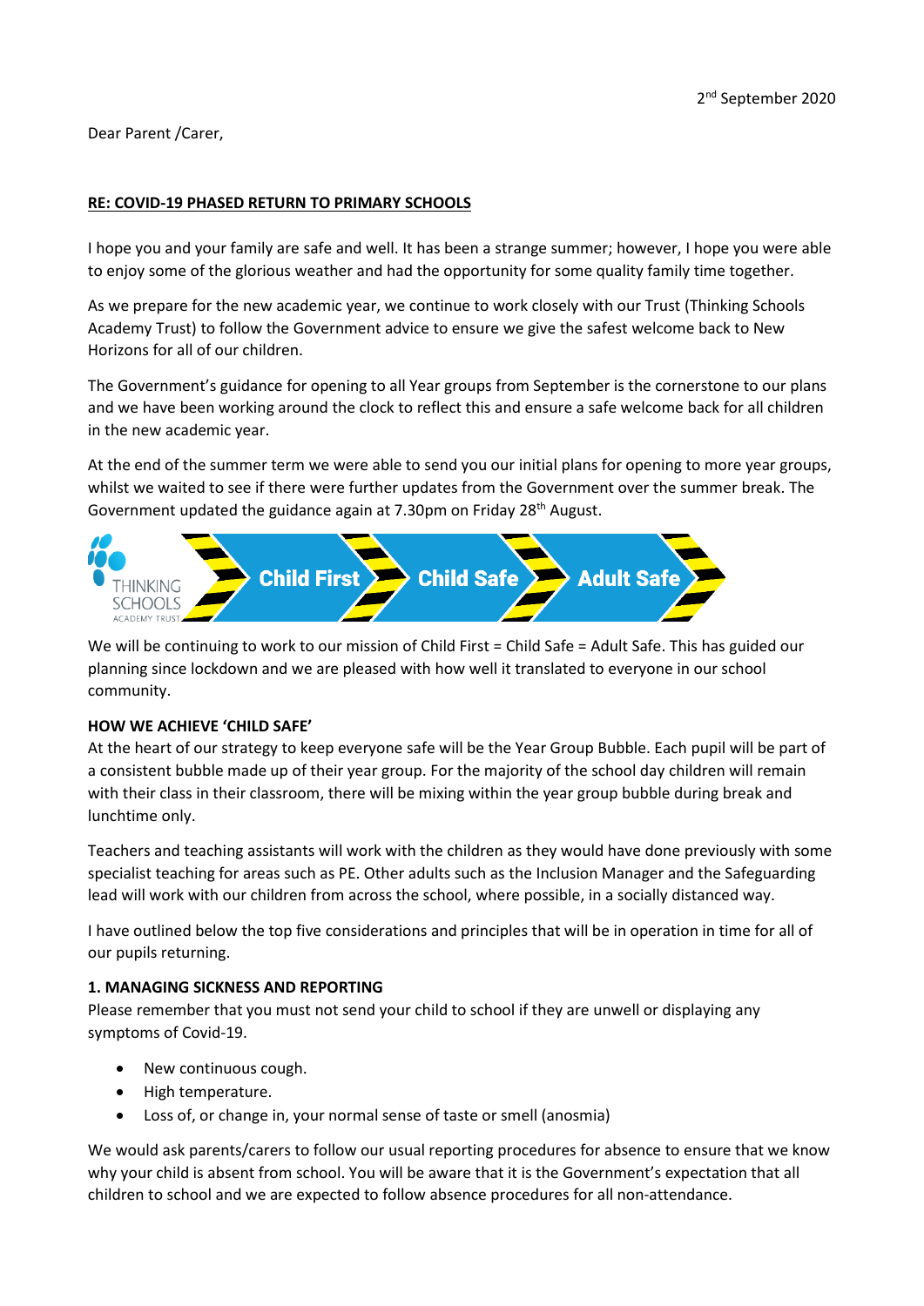2nd September 2020

Dear Parent /Carer,

**RE: COVID-19 PHASED RETURN TO PRIMARY SCHOOLS**

I hope you and your family are safe and well. It has been a strange summer; however, I hope you were able to enjoy some of the glorious weather and had the opportunity for some quality family time together.

As we prepare for the new academic year, we continue to work closely with our Trust (Thinking Schools Academy Trust) to follow the Government advice to ensure we give the safest welcome back to New Horizons for all of our children.

The Government's guidance for opening to all Year groups from September is the cornerstone to our plans and we have been working around the clock to reflect this and ensure a safe welcome back for all children in the new academic year.

At the end of the summer term we were able to send you our initial plans for opening to more year groups, whilst we waited to see if there were further updates from the Government over the summer break. The Government updated the guidance again at 7.30pm on Friday 28th August.

THINKING SCHOOLS ACADEMY TRUST — Child First — Child Safe — Adult Safe

We will be continuing to work to our mission of Child First = Child Safe = Adult Safe. This has guided our planning since lockdown and we are pleased with how well it translated to everyone in our school community.

**HOW WE ACHIEVE 'CHILD SAFE'**

At the heart of our strategy to keep everyone safe will be the Year Group Bubble. Each pupil will be part of a consistent bubble made up of their year group. For the majority of the school day children will remain with their class in their classroom, there will be mixing within the year group bubble during break and lunchtime only.

Teachers and teaching assistants will work with the children as they would have done previously with some specialist teaching for areas such as PE. Other adults such as the Inclusion Manager and the Safeguarding lead will work with our children from across the school, where possible, in a socially distanced way.

I have outlined below the top five considerations and principles that will be in operation in time for all of our pupils returning.

**1. MANAGING SICKNESS AND REPORTING**

Please remember that you must not send your child to school if they are unwell or displaying any symptoms of Covid-19.

- New continuous cough.
- High temperature.
- Loss of, or change in, your normal sense of taste or smell (anosmia)

We would ask parents/carers to follow our usual reporting procedures for absence to ensure that we know why your child is absent from school. You will be aware that it is the Government's expectation that all children to school and we are expected to follow absence procedures for all non-attendance.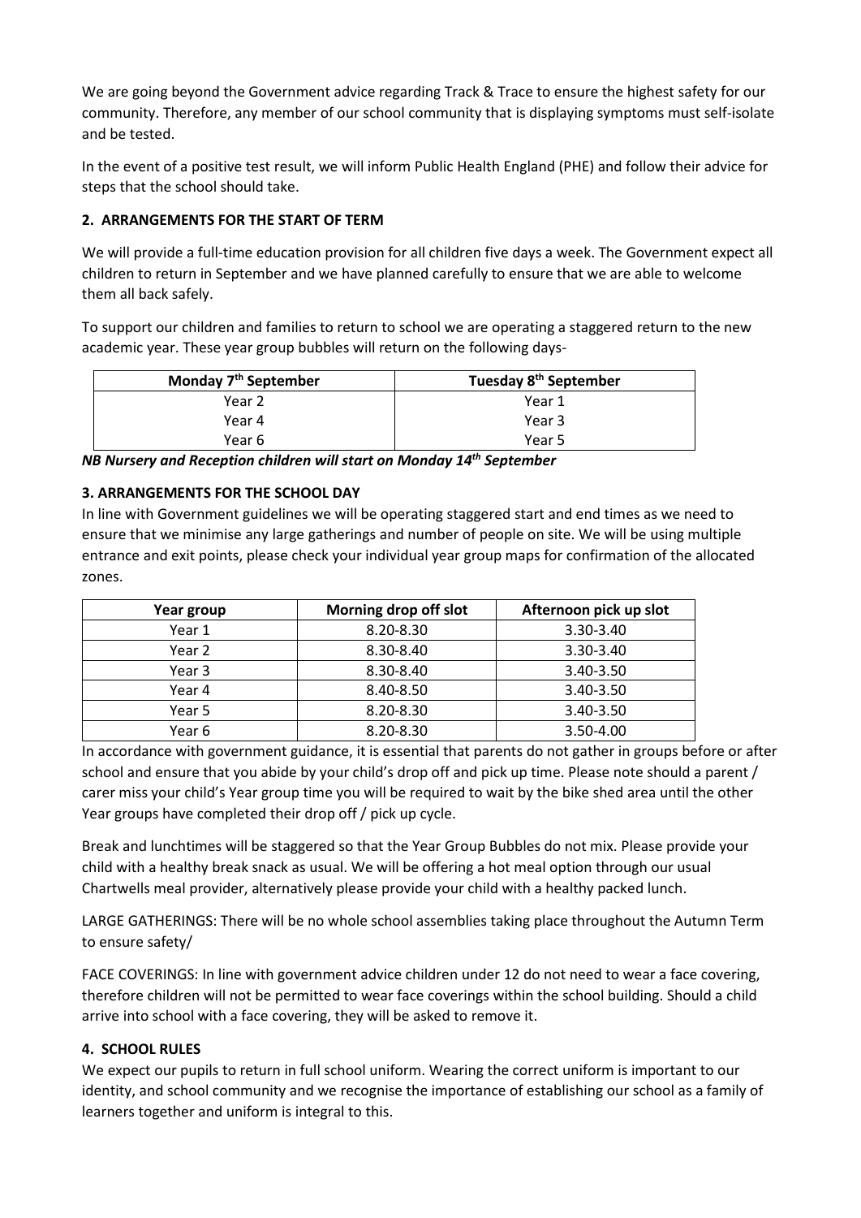We are going beyond the Government advice regarding Track & Trace to ensure the highest safety for our community. Therefore, any member of our school community that is displaying symptoms must self-isolate and be tested.

In the event of a positive test result, we will inform Public Health England (PHE) and follow their advice for steps that the school should take.

## 2. ARRANGEMENTS FOR THE START OF TERM

We will provide a full-time education provision for all children five days a week. The Government expect all children to return in September and we have planned carefully to ensure that we are able to welcome them all back safely.

To support our children and families to return to school we are operating a staggered return to the new academic year. These year group bubbles will return on the following days-

| Monday 7th September | Tuesday 8th September |
|---|---|
| Year 2 | Year 1 |
| Year 4 | Year 3 |
| Year 6 | Year 5 |

***NB Nursery and Reception children will start on Monday 14th September***

## 3. ARRANGEMENTS FOR THE SCHOOL DAY

In line with Government guidelines we will be operating staggered start and end times as we need to ensure that we minimise any large gatherings and number of people on site. We will be using multiple entrance and exit points, please check your individual year group maps for confirmation of the allocated zones.

| Year group | Morning drop off slot | Afternoon pick up slot |
|---|---|---|
| Year 1 | 8.20-8.30 | 3.30-3.40 |
| Year 2 | 8.30-8.40 | 3.30-3.40 |
| Year 3 | 8.30-8.40 | 3.40-3.50 |
| Year 4 | 8.40-8.50 | 3.40-3.50 |
| Year 5 | 8.20-8.30 | 3.40-3.50 |
| Year 6 | 8.20-8.30 | 3.50-4.00 |

In accordance with government guidance, it is essential that parents do not gather in groups before or after school and ensure that you abide by your child's drop off and pick up time. Please note should a parent / carer miss your child's Year group time you will be required to wait by the bike shed area until the other Year groups have completed their drop off / pick up cycle.

Break and lunchtimes will be staggered so that the Year Group Bubbles do not mix. Please provide your child with a healthy break snack as usual. We will be offering a hot meal option through our usual Chartwells meal provider, alternatively please provide your child with a healthy packed lunch.

LARGE GATHERINGS: There will be no whole school assemblies taking place throughout the Autumn Term to ensure safety/

FACE COVERINGS: In line with government advice children under 12 do not need to wear a face covering, therefore children will not be permitted to wear face coverings within the school building. Should a child arrive into school with a face covering, they will be asked to remove it.

## 4. SCHOOL RULES

We expect our pupils to return in full school uniform. Wearing the correct uniform is important to our identity, and school community and we recognise the importance of establishing our school as a family of learners together and uniform is integral to this.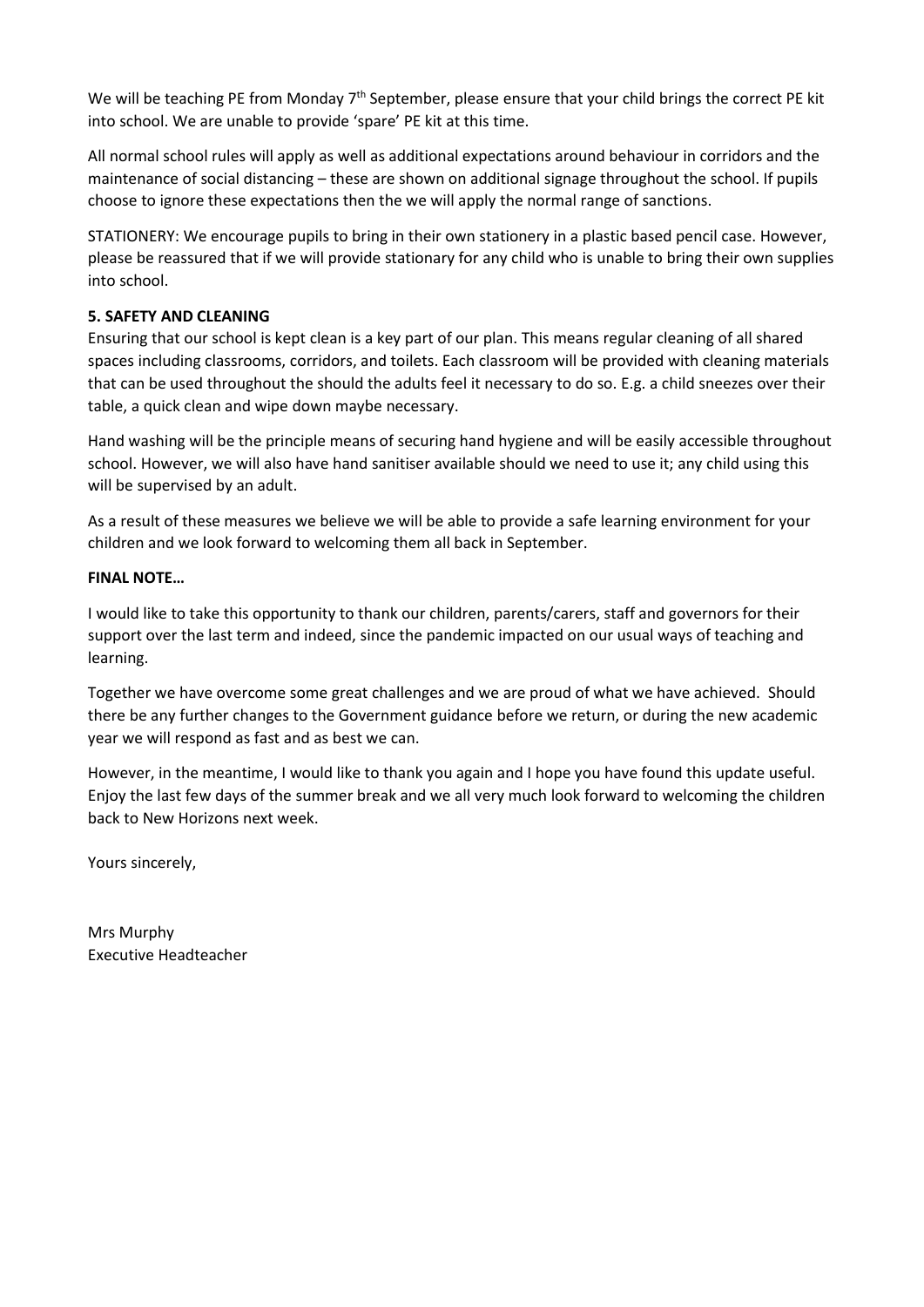We will be teaching PE from Monday 7th September, please ensure that your child brings the correct PE kit into school. We are unable to provide 'spare' PE kit at this time.

All normal school rules will apply as well as additional expectations around behaviour in corridors and the maintenance of social distancing – these are shown on additional signage throughout the school. If pupils choose to ignore these expectations then the we will apply the normal range of sanctions.

STATIONERY: We encourage pupils to bring in their own stationery in a plastic based pencil case. However, please be reassured that if we will provide stationary for any child who is unable to bring their own supplies into school.

**5. SAFETY AND CLEANING**

Ensuring that our school is kept clean is a key part of our plan. This means regular cleaning of all shared spaces including classrooms, corridors, and toilets. Each classroom will be provided with cleaning materials that can be used throughout the should the adults feel it necessary to do so. E.g. a child sneezes over their table, a quick clean and wipe down maybe necessary.

Hand washing will be the principle means of securing hand hygiene and will be easily accessible throughout school. However, we will also have hand sanitiser available should we need to use it; any child using this will be supervised by an adult.

As a result of these measures we believe we will be able to provide a safe learning environment for your children and we look forward to welcoming them all back in September.

**FINAL NOTE…**

I would like to take this opportunity to thank our children, parents/carers, staff and governors for their support over the last term and indeed, since the pandemic impacted on our usual ways of teaching and learning.

Together we have overcome some great challenges and we are proud of what we have achieved. Should there be any further changes to the Government guidance before we return, or during the new academic year we will respond as fast and as best we can.

However, in the meantime, I would like to thank you again and I hope you have found this update useful. Enjoy the last few days of the summer break and we all very much look forward to welcoming the children back to New Horizons next week.

Yours sincerely,

Mrs Murphy
Executive Headteacher